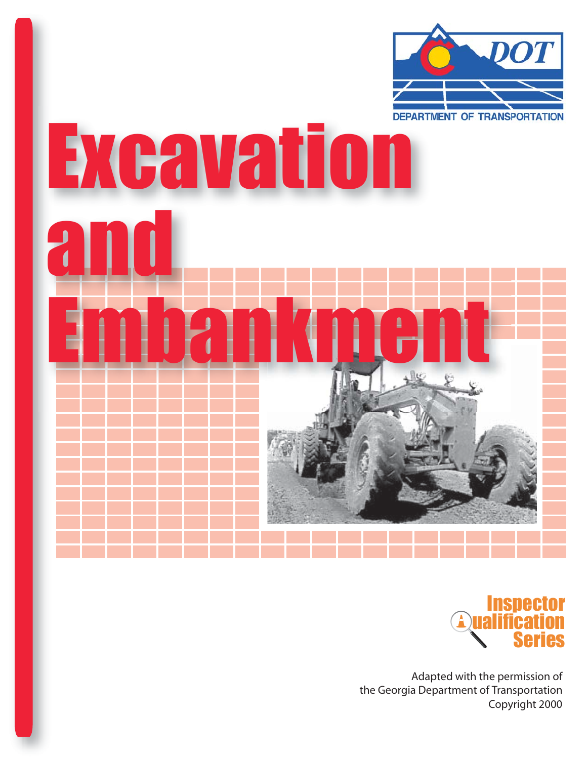DEPARTMENT OF TRANSPORTATION

# Excavation and Embankment

Inspector Qualification Series

Adapted with the permission of
the Georgia Department of Transportation
Copyright 2000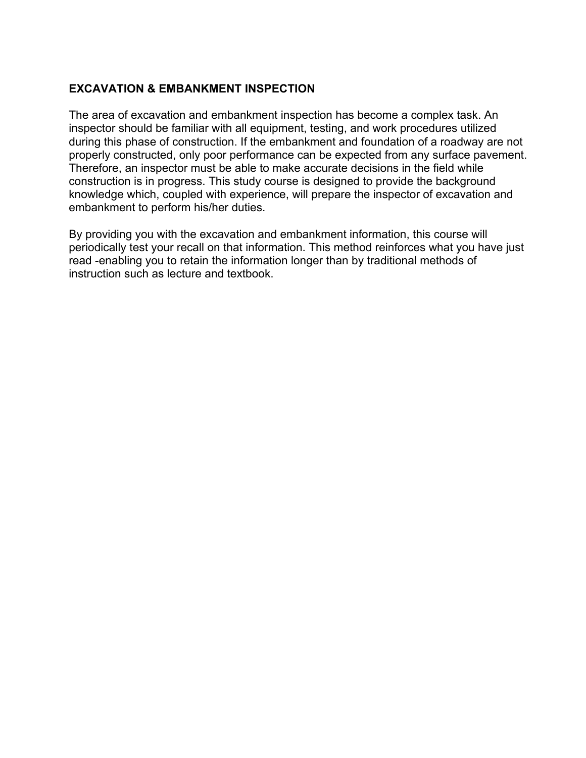## EXCAVATION & EMBANKMENT INSPECTION

The area of excavation and embankment inspection has become a complex task. An inspector should be familiar with all equipment, testing, and work procedures utilized during this phase of construction. If the embankment and foundation of a roadway are not properly constructed, only poor performance can be expected from any surface pavement. Therefore, an inspector must be able to make accurate decisions in the field while construction is in progress. This study course is designed to provide the background knowledge which, coupled with experience, will prepare the inspector of excavation and embankment to perform his/her duties.

By providing you with the excavation and embankment information, this course will periodically test your recall on that information. This method reinforces what you have just read -enabling you to retain the information longer than by traditional methods of instruction such as lecture and textbook.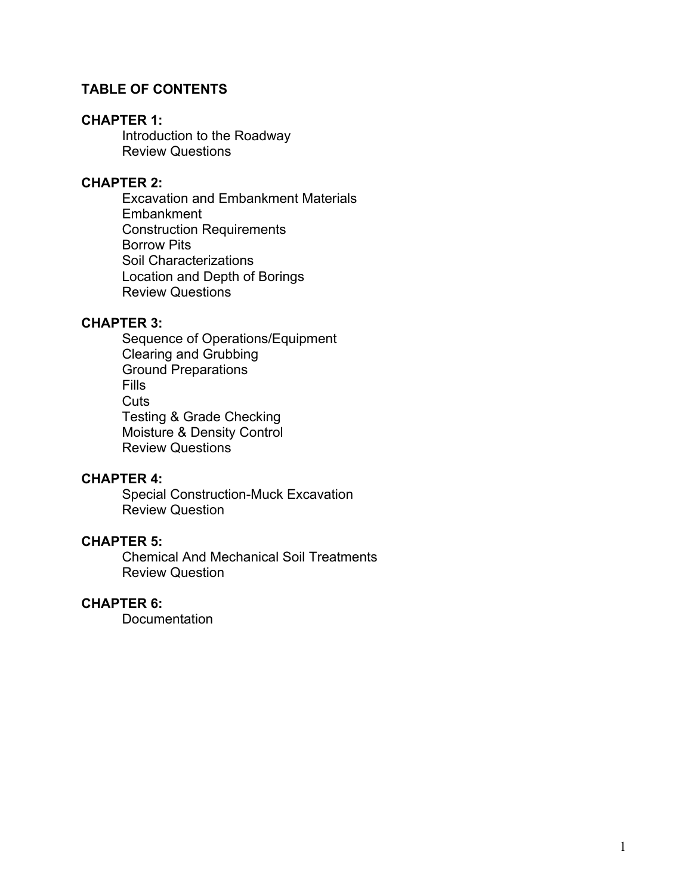# TABLE OF CONTENTS

**CHAPTER 1:**
- Introduction to the Roadway
- Review Questions

**CHAPTER 2:**
- Excavation and Embankment Materials
- Embankment
- Construction Requirements
- Borrow Pits
- Soil Characterizations
- Location and Depth of Borings
- Review Questions

**CHAPTER 3:**
- Sequence of Operations/Equipment
- Clearing and Grubbing
- Ground Preparations
- Fills
- Cuts
- Testing & Grade Checking
- Moisture & Density Control
- Review Questions

**CHAPTER 4:**
- Special Construction-Muck Excavation
- Review Question

**CHAPTER 5:**
- Chemical And Mechanical Soil Treatments
- Review Question

**CHAPTER 6:**
- Documentation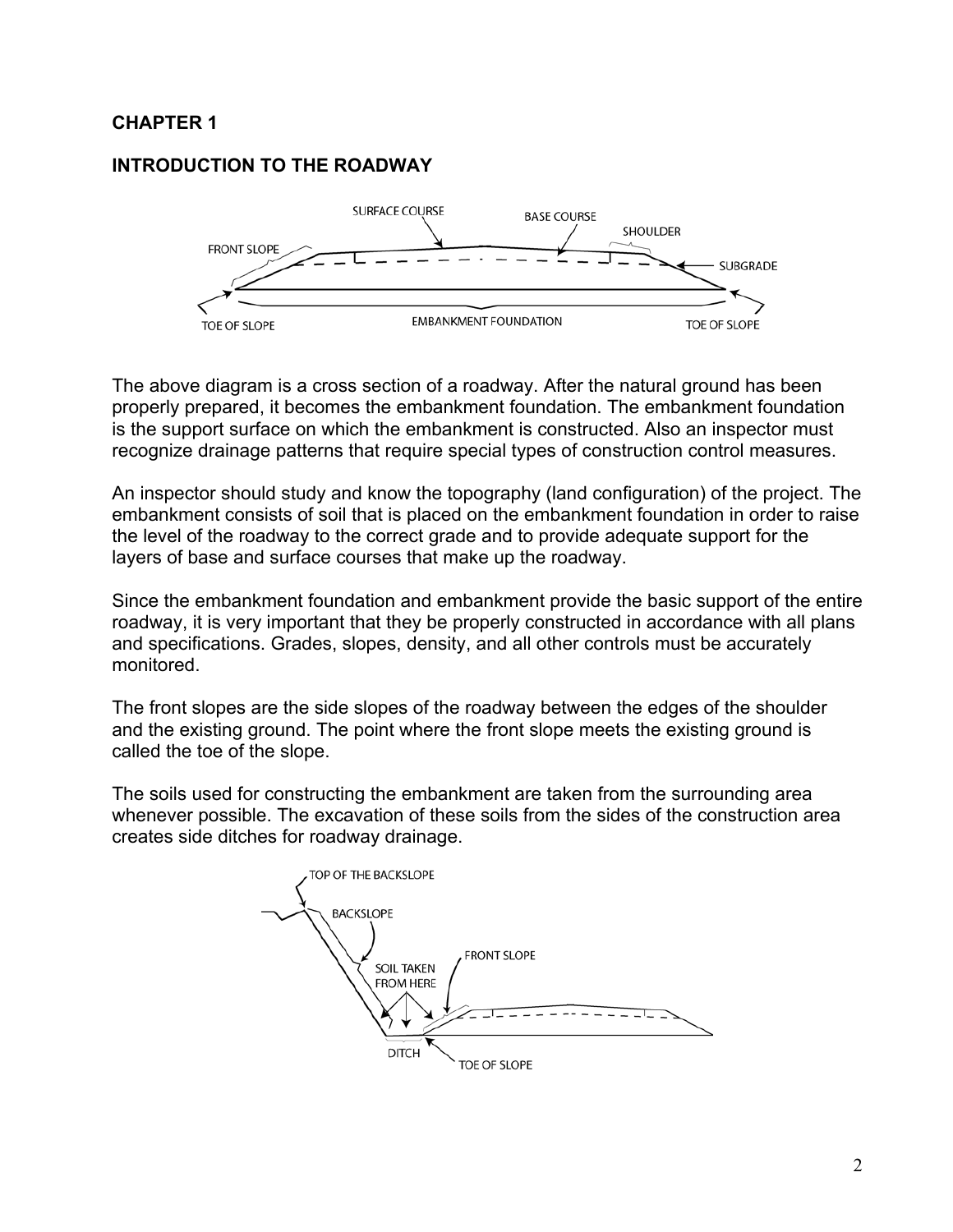**CHAPTER 1**

**INTRODUCTION TO THE ROADWAY**

The above diagram is a cross section of a roadway. After the natural ground has been properly prepared, it becomes the embankment foundation. The embankment foundation is the support surface on which the embankment is constructed. Also an inspector must recognize drainage patterns that require special types of construction control measures.

An inspector should study and know the topography (land configuration) of the project. The embankment consists of soil that is placed on the embankment foundation in order to raise the level of the roadway to the correct grade and to provide adequate support for the layers of base and surface courses that make up the roadway.

Since the embankment foundation and embankment provide the basic support of the entire roadway, it is very important that they be properly constructed in accordance with all plans and specifications. Grades, slopes, density, and all other controls must be accurately monitored.

The front slopes are the side slopes of the roadway between the edges of the shoulder and the existing ground. The point where the front slope meets the existing ground is called the toe of the slope.

The soils used for constructing the embankment are taken from the surrounding area whenever possible. The excavation of these soils from the sides of the construction area creates side ditches for roadway drainage.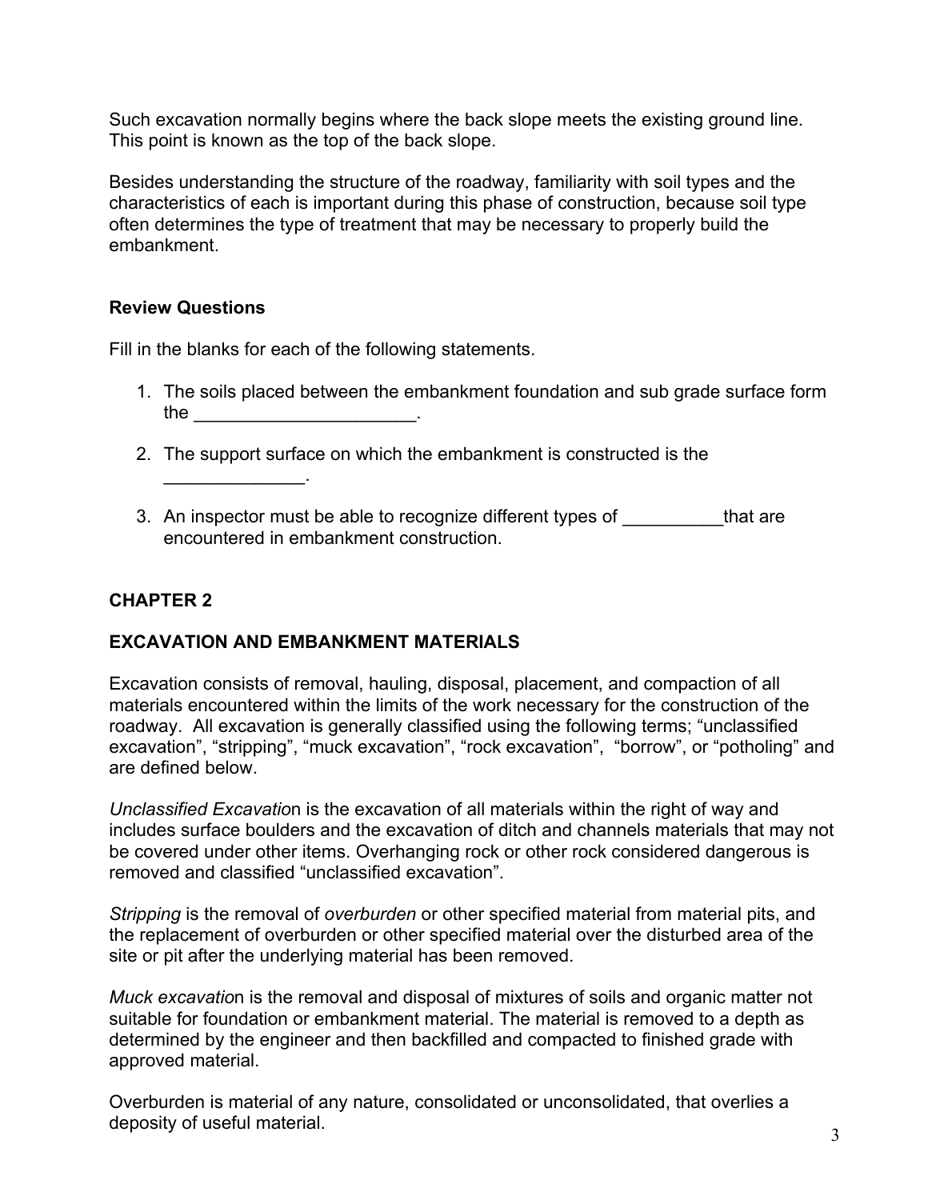Such excavation normally begins where the back slope meets the existing ground line. This point is known as the top of the back slope.

Besides understanding the structure of the roadway, familiarity with soil types and the characteristics of each is important during this phase of construction, because soil type often determines the type of treatment that may be necessary to properly build the embankment.

**Review Questions**

Fill in the blanks for each of the following statements.

1. The soils placed between the embankment foundation and sub grade surface form the ______________________.

2. The support surface on which the embankment is constructed is the ______________.

3. An inspector must be able to recognize different types of __________that are encountered in embankment construction.

## CHAPTER 2

## EXCAVATION AND EMBANKMENT MATERIALS

Excavation consists of removal, hauling, disposal, placement, and compaction of all materials encountered within the limits of the work necessary for the construction of the roadway. All excavation is generally classified using the following terms; "unclassified excavation", "stripping", "muck excavation", "rock excavation", "borrow", or "potholing" and are defined below.

*Unclassified Excavation* is the excavation of all materials within the right of way and includes surface boulders and the excavation of ditch and channels materials that may not be covered under other items. Overhanging rock or other rock considered dangerous is removed and classified "unclassified excavation".

*Stripping* is the removal of *overburden* or other specified material from material pits, and the replacement of overburden or other specified material over the disturbed area of the site or pit after the underlying material has been removed.

*Muck excavation* is the removal and disposal of mixtures of soils and organic matter not suitable for foundation or embankment material. The material is removed to a depth as determined by the engineer and then backfilled and compacted to finished grade with approved material.

Overburden is material of any nature, consolidated or unconsolidated, that overlies a deposity of useful material.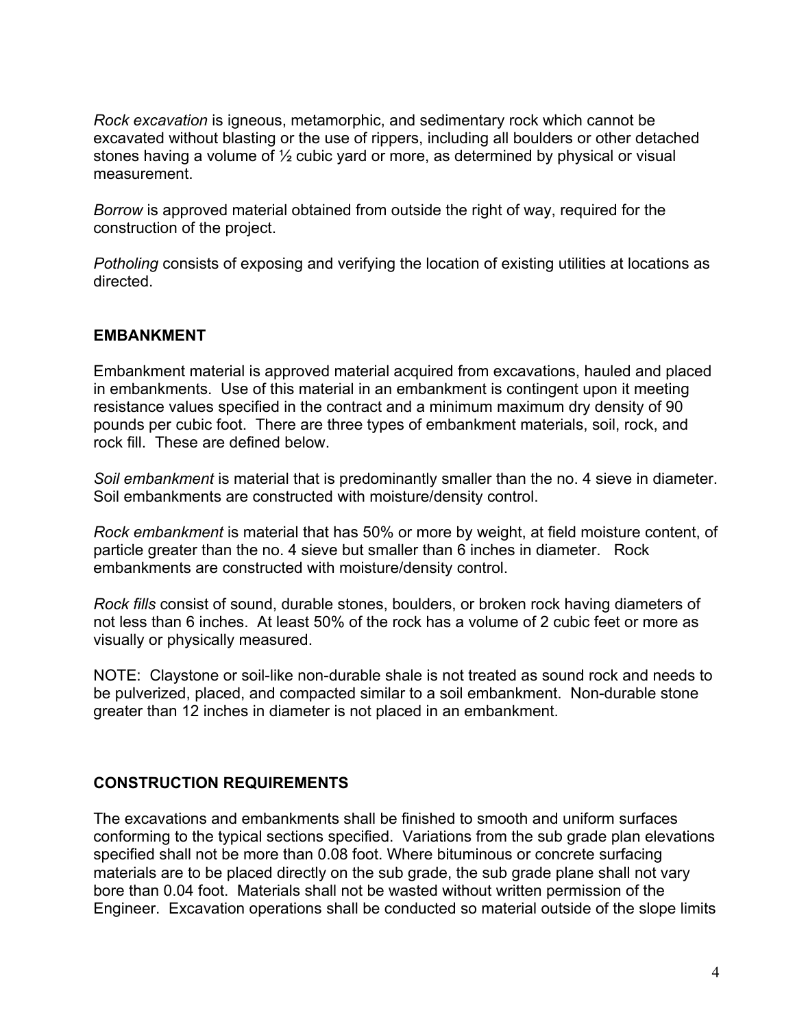*Rock excavation* is igneous, metamorphic, and sedimentary rock which cannot be excavated without blasting or the use of rippers, including all boulders or other detached stones having a volume of ½ cubic yard or more, as determined by physical or visual measurement.

*Borrow* is approved material obtained from outside the right of way, required for the construction of the project.

*Potholing* consists of exposing and verifying the location of existing utilities at locations as directed.

## EMBANKMENT

Embankment material is approved material acquired from excavations, hauled and placed in embankments. Use of this material in an embankment is contingent upon it meeting resistance values specified in the contract and a minimum maximum dry density of 90 pounds per cubic foot. There are three types of embankment materials, soil, rock, and rock fill. These are defined below.

*Soil embankment* is material that is predominantly smaller than the no. 4 sieve in diameter. Soil embankments are constructed with moisture/density control.

*Rock embankment* is material that has 50% or more by weight, at field moisture content, of particle greater than the no. 4 sieve but smaller than 6 inches in diameter. Rock embankments are constructed with moisture/density control.

*Rock fills* consist of sound, durable stones, boulders, or broken rock having diameters of not less than 6 inches. At least 50% of the rock has a volume of 2 cubic feet or more as visually or physically measured.

NOTE: Claystone or soil-like non-durable shale is not treated as sound rock and needs to be pulverized, placed, and compacted similar to a soil embankment. Non-durable stone greater than 12 inches in diameter is not placed in an embankment.

## CONSTRUCTION REQUIREMENTS

The excavations and embankments shall be finished to smooth and uniform surfaces conforming to the typical sections specified. Variations from the sub grade plan elevations specified shall not be more than 0.08 foot. Where bituminous or concrete surfacing materials are to be placed directly on the sub grade, the sub grade plane shall not vary bore than 0.04 foot. Materials shall not be wasted without written permission of the Engineer. Excavation operations shall be conducted so material outside of the slope limits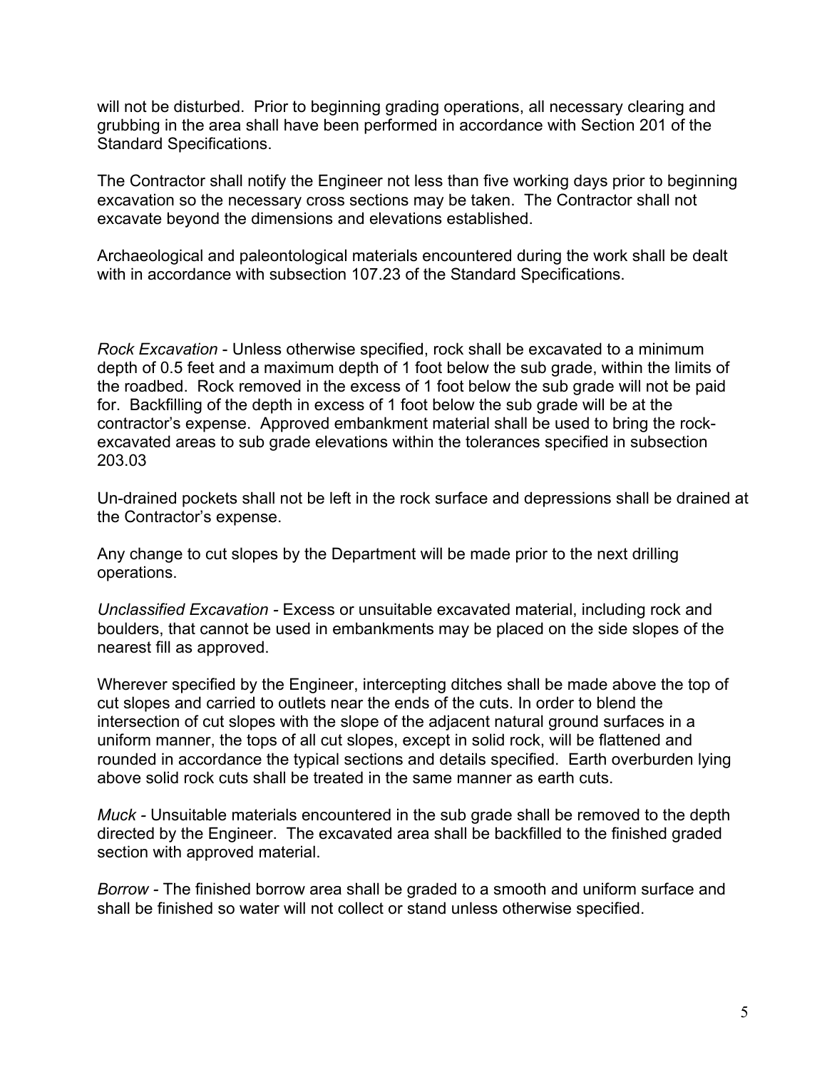will not be disturbed. Prior to beginning grading operations, all necessary clearing and grubbing in the area shall have been performed in accordance with Section 201 of the Standard Specifications.

The Contractor shall notify the Engineer not less than five working days prior to beginning excavation so the necessary cross sections may be taken. The Contractor shall not excavate beyond the dimensions and elevations established.

Archaeological and paleontological materials encountered during the work shall be dealt with in accordance with subsection 107.23 of the Standard Specifications.

*Rock Excavation* - Unless otherwise specified, rock shall be excavated to a minimum depth of 0.5 feet and a maximum depth of 1 foot below the sub grade, within the limits of the roadbed. Rock removed in the excess of 1 foot below the sub grade will not be paid for. Backfilling of the depth in excess of 1 foot below the sub grade will be at the contractor's expense. Approved embankment material shall be used to bring the rock-excavated areas to sub grade elevations within the tolerances specified in subsection 203.03

Un-drained pockets shall not be left in the rock surface and depressions shall be drained at the Contractor's expense.

Any change to cut slopes by the Department will be made prior to the next drilling operations.

*Unclassified Excavation* - Excess or unsuitable excavated material, including rock and boulders, that cannot be used in embankments may be placed on the side slopes of the nearest fill as approved.

Wherever specified by the Engineer, intercepting ditches shall be made above the top of cut slopes and carried to outlets near the ends of the cuts. In order to blend the intersection of cut slopes with the slope of the adjacent natural ground surfaces in a uniform manner, the tops of all cut slopes, except in solid rock, will be flattened and rounded in accordance the typical sections and details specified. Earth overburden lying above solid rock cuts shall be treated in the same manner as earth cuts.

*Muck* - Unsuitable materials encountered in the sub grade shall be removed to the depth directed by the Engineer. The excavated area shall be backfilled to the finished graded section with approved material.

*Borrow* - The finished borrow area shall be graded to a smooth and uniform surface and shall be finished so water will not collect or stand unless otherwise specified.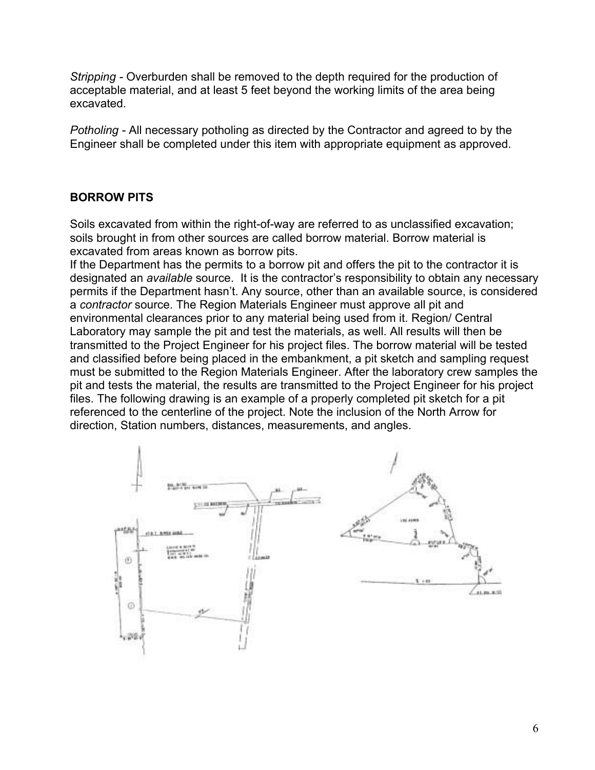*Stripping* - Overburden shall be removed to the depth required for the production of acceptable material, and at least 5 feet beyond the working limits of the area being excavated.

*Potholing* - All necessary potholing as directed by the Contractor and agreed to by the Engineer shall be completed under this item with appropriate equipment as approved.

## BORROW PITS

Soils excavated from within the right-of-way are referred to as unclassified excavation; soils brought in from other sources are called borrow material. Borrow material is excavated from areas known as borrow pits.

If the Department has the permits to a borrow pit and offers the pit to the contractor it is designated an *available* source. It is the contractor's responsibility to obtain any necessary permits if the Department hasn't. Any source, other than an available source, is considered a *contractor* source. The Region Materials Engineer must approve all pit and environmental clearances prior to any material being used from it. Region/ Central Laboratory may sample the pit and test the materials, as well. All results will then be transmitted to the Project Engineer for his project files. The borrow material will be tested and classified before being placed in the embankment, a pit sketch and sampling request must be submitted to the Region Materials Engineer. After the laboratory crew samples the pit and tests the material, the results are transmitted to the Project Engineer for his project files. The following drawing is an example of a properly completed pit sketch for a pit referenced to the centerline of the project. Note the inclusion of the North Arrow for direction, Station numbers, distances, measurements, and angles.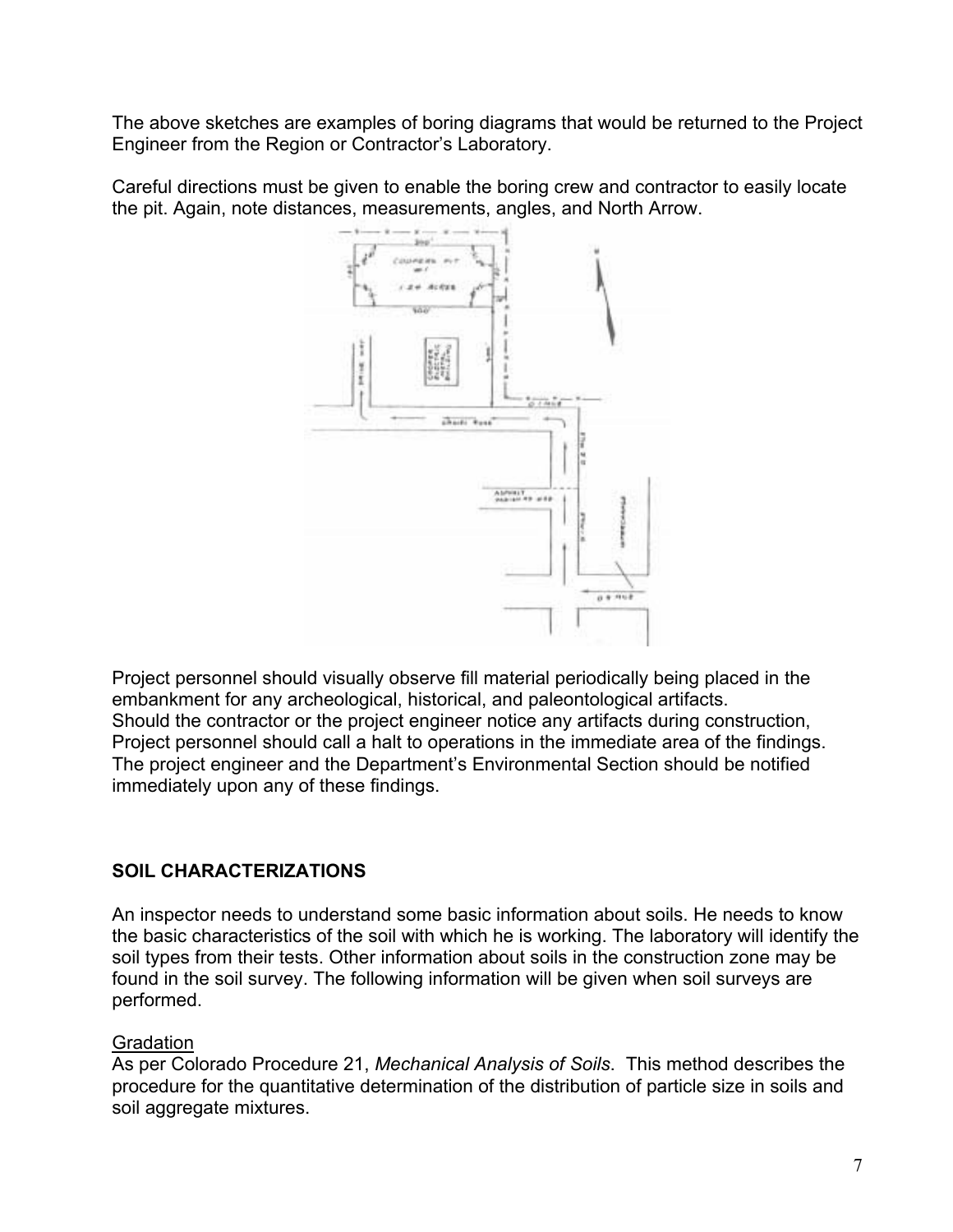The above sketches are examples of boring diagrams that would be returned to the Project Engineer from the Region or Contractor's Laboratory.

Careful directions must be given to enable the boring crew and contractor to easily locate the pit. Again, note distances, measurements, angles, and North Arrow.

Project personnel should visually observe fill material periodically being placed in the embankment for any archeological, historical, and paleontological artifacts.
Should the contractor or the project engineer notice any artifacts during construction, Project personnel should call a halt to operations in the immediate area of the findings. The project engineer and the Department's Environmental Section should be notified immediately upon any of these findings.

## SOIL CHARACTERIZATIONS

An inspector needs to understand some basic information about soils. He needs to know the basic characteristics of the soil with which he is working. The laboratory will identify the soil types from their tests. Other information about soils in the construction zone may be found in the soil survey. The following information will be given when soil surveys are performed.

### Gradation

As per Colorado Procedure 21, *Mechanical Analysis of Soils*. This method describes the procedure for the quantitative determination of the distribution of particle size in soils and soil aggregate mixtures.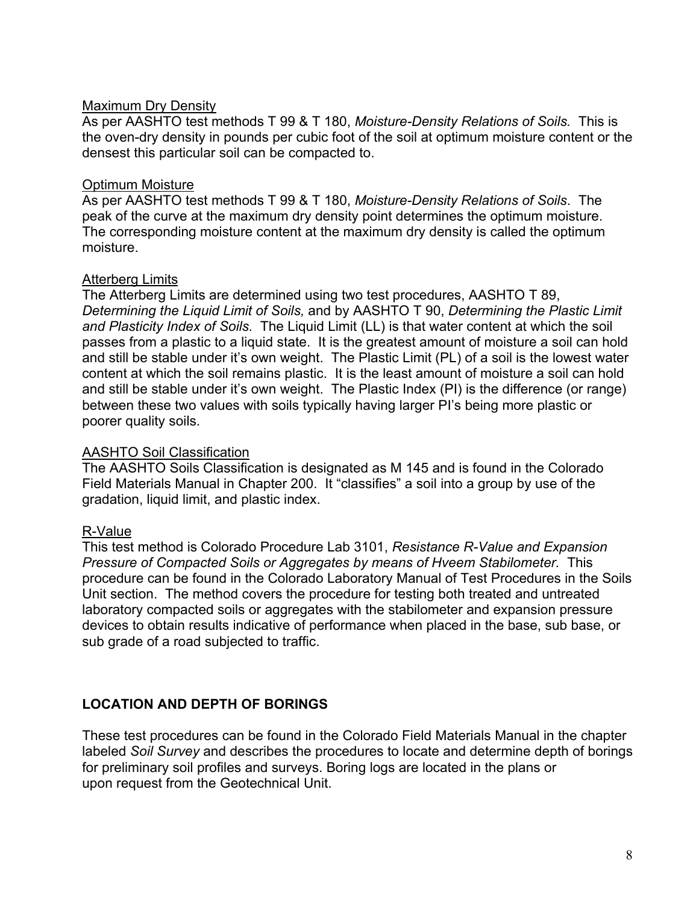Maximum Dry Density

As per AASHTO test methods T 99 & T 180, *Moisture-Density Relations of Soils.* This is the oven-dry density in pounds per cubic foot of the soil at optimum moisture content or the densest this particular soil can be compacted to.

Optimum Moisture

As per AASHTO test methods T 99 & T 180, *Moisture-Density Relations of Soils*. The peak of the curve at the maximum dry density point determines the optimum moisture. The corresponding moisture content at the maximum dry density is called the optimum moisture.

Atterberg Limits

The Atterberg Limits are determined using two test procedures, AASHTO T 89, *Determining the Liquid Limit of Soils,* and by AASHTO T 90, *Determining the Plastic Limit and Plasticity Index of Soils.* The Liquid Limit (LL) is that water content at which the soil passes from a plastic to a liquid state. It is the greatest amount of moisture a soil can hold and still be stable under it's own weight. The Plastic Limit (PL) of a soil is the lowest water content at which the soil remains plastic. It is the least amount of moisture a soil can hold and still be stable under it's own weight. The Plastic Index (PI) is the difference (or range) between these two values with soils typically having larger PI's being more plastic or poorer quality soils.

AASHTO Soil Classification

The AASHTO Soils Classification is designated as M 145 and is found in the Colorado Field Materials Manual in Chapter 200. It "classifies" a soil into a group by use of the gradation, liquid limit, and plastic index.

R-Value

This test method is Colorado Procedure Lab 3101, *Resistance R-Value and Expansion Pressure of Compacted Soils or Aggregates by means of Hveem Stabilometer.* This procedure can be found in the Colorado Laboratory Manual of Test Procedures in the Soils Unit section. The method covers the procedure for testing both treated and untreated laboratory compacted soils or aggregates with the stabilometer and expansion pressure devices to obtain results indicative of performance when placed in the base, sub base, or sub grade of a road subjected to traffic.

## LOCATION AND DEPTH OF BORINGS

These test procedures can be found in the Colorado Field Materials Manual in the chapter labeled *Soil Survey* and describes the procedures to locate and determine depth of borings for preliminary soil profiles and surveys. Boring logs are located in the plans or upon request from the Geotechnical Unit.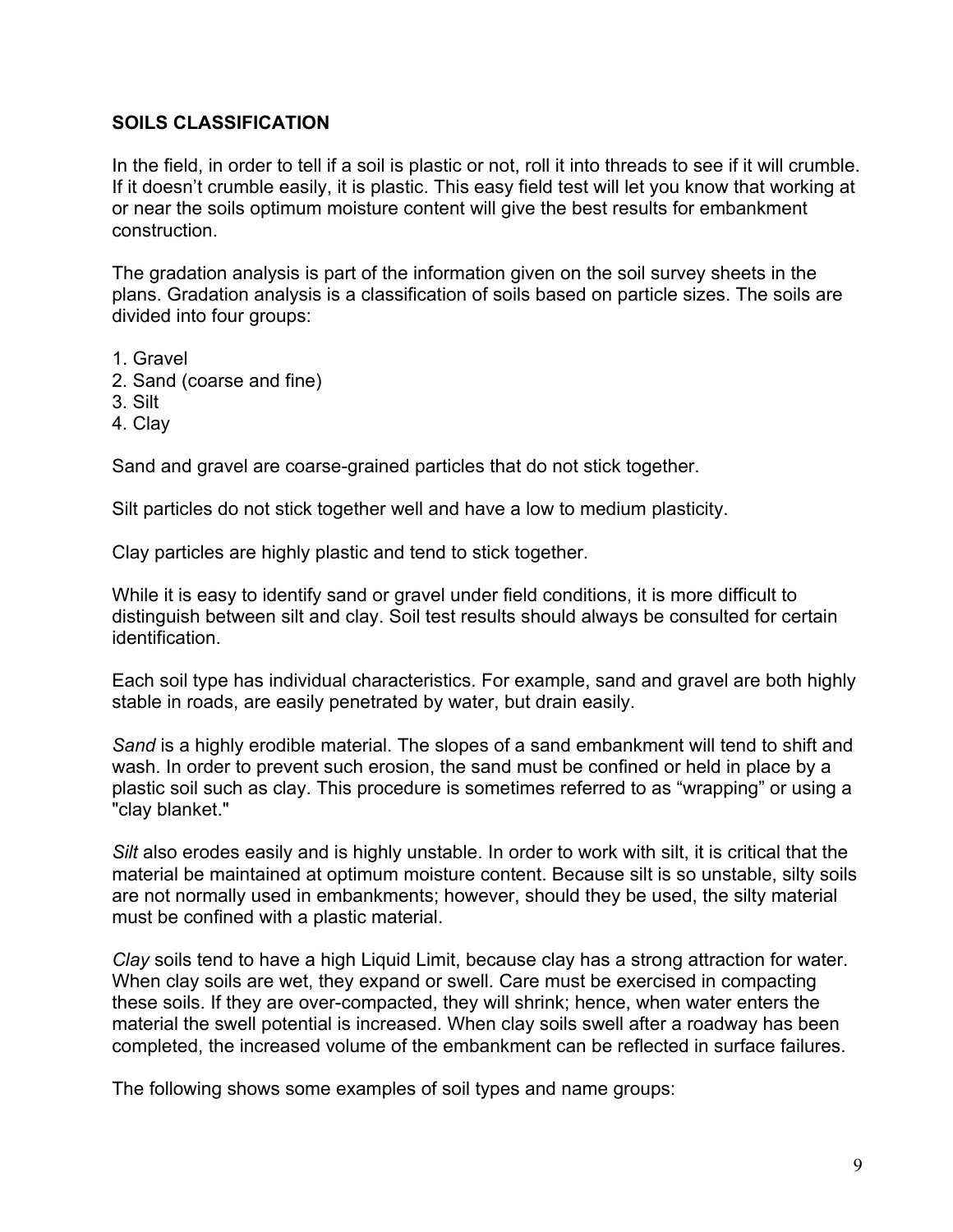## SOILS CLASSIFICATION

In the field, in order to tell if a soil is plastic or not, roll it into threads to see if it will crumble. If it doesn't crumble easily, it is plastic. This easy field test will let you know that working at or near the soils optimum moisture content will give the best results for embankment construction.

The gradation analysis is part of the information given on the soil survey sheets in the plans. Gradation analysis is a classification of soils based on particle sizes. The soils are divided into four groups:

1. Gravel
2. Sand (coarse and fine)
3. Silt
4. Clay

Sand and gravel are coarse-grained particles that do not stick together.

Silt particles do not stick together well and have a low to medium plasticity.

Clay particles are highly plastic and tend to stick together.

While it is easy to identify sand or gravel under field conditions, it is more difficult to distinguish between silt and clay. Soil test results should always be consulted for certain identification.

Each soil type has individual characteristics. For example, sand and gravel are both highly stable in roads, are easily penetrated by water, but drain easily.

*Sand* is a highly erodible material. The slopes of a sand embankment will tend to shift and wash. In order to prevent such erosion, the sand must be confined or held in place by a plastic soil such as clay. This procedure is sometimes referred to as "wrapping" or using a "clay blanket."

*Silt* also erodes easily and is highly unstable. In order to work with silt, it is critical that the material be maintained at optimum moisture content. Because silt is so unstable, silty soils are not normally used in embankments; however, should they be used, the silty material must be confined with a plastic material.

*Clay* soils tend to have a high Liquid Limit, because clay has a strong attraction for water. When clay soils are wet, they expand or swell. Care must be exercised in compacting these soils. If they are over-compacted, they will shrink; hence, when water enters the material the swell potential is increased. When clay soils swell after a roadway has been completed, the increased volume of the embankment can be reflected in surface failures.

The following shows some examples of soil types and name groups: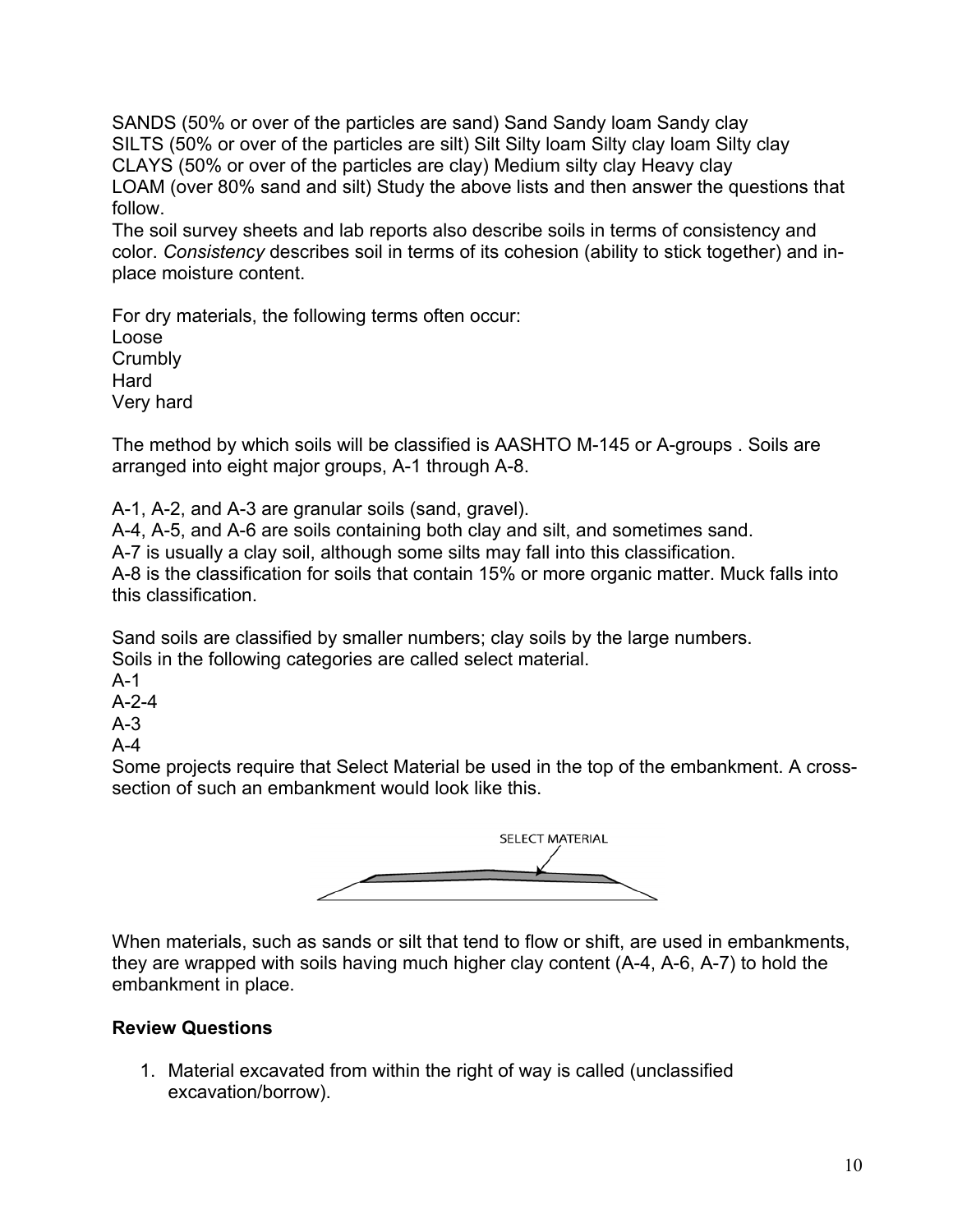SANDS (50% or over of the particles are sand) Sand Sandy loam Sandy clay
SILTS (50% or over of the particles are silt) Silt Silty loam Silty clay loam Silty clay
CLAYS (50% or over of the particles are clay) Medium silty clay Heavy clay
LOAM (over 80% sand and silt) Study the above lists and then answer the questions that follow.

The soil survey sheets and lab reports also describe soils in terms of consistency and color. *Consistency* describes soil in terms of its cohesion (ability to stick together) and in-place moisture content.

For dry materials, the following terms often occur:
Loose
Crumbly
Hard
Very hard

The method by which soils will be classified is AASHTO M-145 or A-groups . Soils are arranged into eight major groups, A-1 through A-8.

A-1, A-2, and A-3 are granular soils (sand, gravel).
A-4, A-5, and A-6 are soils containing both clay and silt, and sometimes sand.
A-7 is usually a clay soil, although some silts may fall into this classification.
A-8 is the classification for soils that contain 15% or more organic matter. Muck falls into this classification.

Sand soils are classified by smaller numbers; clay soils by the large numbers.
Soils in the following categories are called select material.
A-1
A-2-4
A-3
A-4
Some projects require that Select Material be used in the top of the embankment. A cross-section of such an embankment would look like this.

SELECT MATERIAL

When materials, such as sands or silt that tend to flow or shift, are used in embankments, they are wrapped with soils having much higher clay content (A-4, A-6, A-7) to hold the embankment in place.

**Review Questions**

1. Material excavated from within the right of way is called (unclassified excavation/borrow).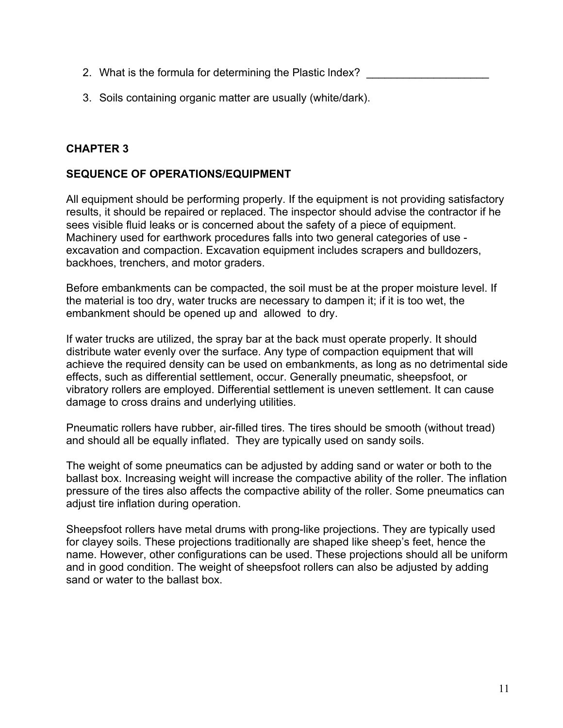2. What is the formula for determining the Plastic Index? ____________________

3. Soils containing organic matter are usually (white/dark).

## CHAPTER 3

### SEQUENCE OF OPERATIONS/EQUIPMENT

All equipment should be performing properly. If the equipment is not providing satisfactory results, it should be repaired or replaced. The inspector should advise the contractor if he sees visible fluid leaks or is concerned about the safety of a piece of equipment. Machinery used for earthwork procedures falls into two general categories of use - excavation and compaction. Excavation equipment includes scrapers and bulldozers, backhoes, trenchers, and motor graders.

Before embankments can be compacted, the soil must be at the proper moisture level. If the material is too dry, water trucks are necessary to dampen it; if it is too wet, the embankment should be opened up and allowed to dry.

If water trucks are utilized, the spray bar at the back must operate properly. It should distribute water evenly over the surface. Any type of compaction equipment that will achieve the required density can be used on embankments, as long as no detrimental side effects, such as differential settlement, occur. Generally pneumatic, sheepsfoot, or vibratory rollers are employed. Differential settlement is uneven settlement. It can cause damage to cross drains and underlying utilities.

Pneumatic rollers have rubber, air-filled tires. The tires should be smooth (without tread) and should all be equally inflated. They are typically used on sandy soils.

The weight of some pneumatics can be adjusted by adding sand or water or both to the ballast box. Increasing weight will increase the compactive ability of the roller. The inflation pressure of the tires also affects the compactive ability of the roller. Some pneumatics can adjust tire inflation during operation.

Sheepsfoot rollers have metal drums with prong-like projections. They are typically used for clayey soils. These projections traditionally are shaped like sheep's feet, hence the name. However, other configurations can be used. These projections should all be uniform and in good condition. The weight of sheepsfoot rollers can also be adjusted by adding sand or water to the ballast box.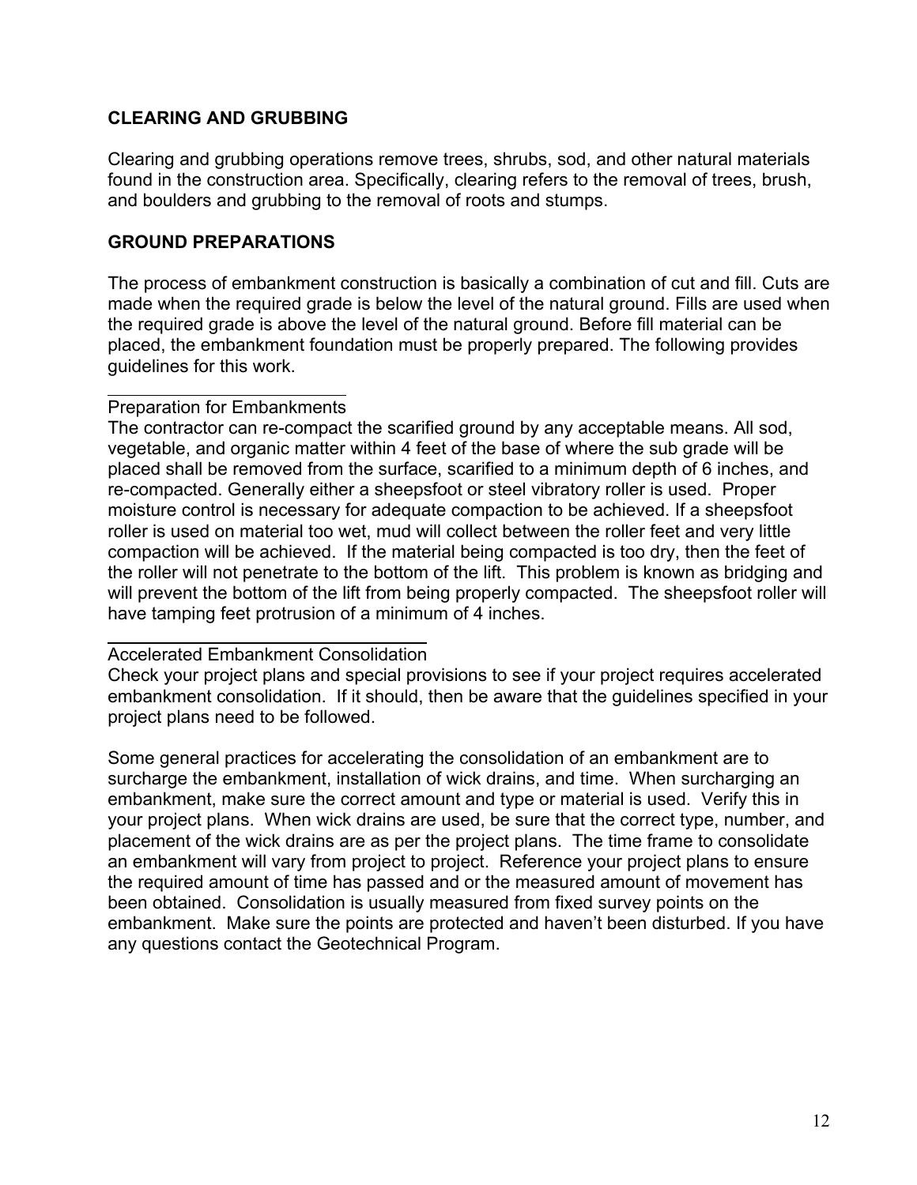## CLEARING AND GRUBBING

Clearing and grubbing operations remove trees, shrubs, sod, and other natural materials found in the construction area. Specifically, clearing refers to the removal of trees, brush, and boulders and grubbing to the removal of roots and stumps.

## GROUND PREPARATIONS

The process of embankment construction is basically a combination of cut and fill. Cuts are made when the required grade is below the level of the natural ground. Fills are used when the required grade is above the level of the natural ground. Before fill material can be placed, the embankment foundation must be properly prepared. The following provides guidelines for this work.

### Preparation for Embankments

The contractor can re-compact the scarified ground by any acceptable means. All sod, vegetable, and organic matter within 4 feet of the base of where the sub grade will be placed shall be removed from the surface, scarified to a minimum depth of 6 inches, and re-compacted. Generally either a sheepsfoot or steel vibratory roller is used. Proper moisture control is necessary for adequate compaction to be achieved. If a sheepsfoot roller is used on material too wet, mud will collect between the roller feet and very little compaction will be achieved. If the material being compacted is too dry, then the feet of the roller will not penetrate to the bottom of the lift. This problem is known as bridging and will prevent the bottom of the lift from being properly compacted. The sheepsfoot roller will have tamping feet protrusion of a minimum of 4 inches.

### Accelerated Embankment Consolidation

Check your project plans and special provisions to see if your project requires accelerated embankment consolidation. If it should, then be aware that the guidelines specified in your project plans need to be followed.

Some general practices for accelerating the consolidation of an embankment are to surcharge the embankment, installation of wick drains, and time. When surcharging an embankment, make sure the correct amount and type or material is used. Verify this in your project plans. When wick drains are used, be sure that the correct type, number, and placement of the wick drains are as per the project plans. The time frame to consolidate an embankment will vary from project to project. Reference your project plans to ensure the required amount of time has passed and or the measured amount of movement has been obtained. Consolidation is usually measured from fixed survey points on the embankment. Make sure the points are protected and haven't been disturbed. If you have any questions contact the Geotechnical Program.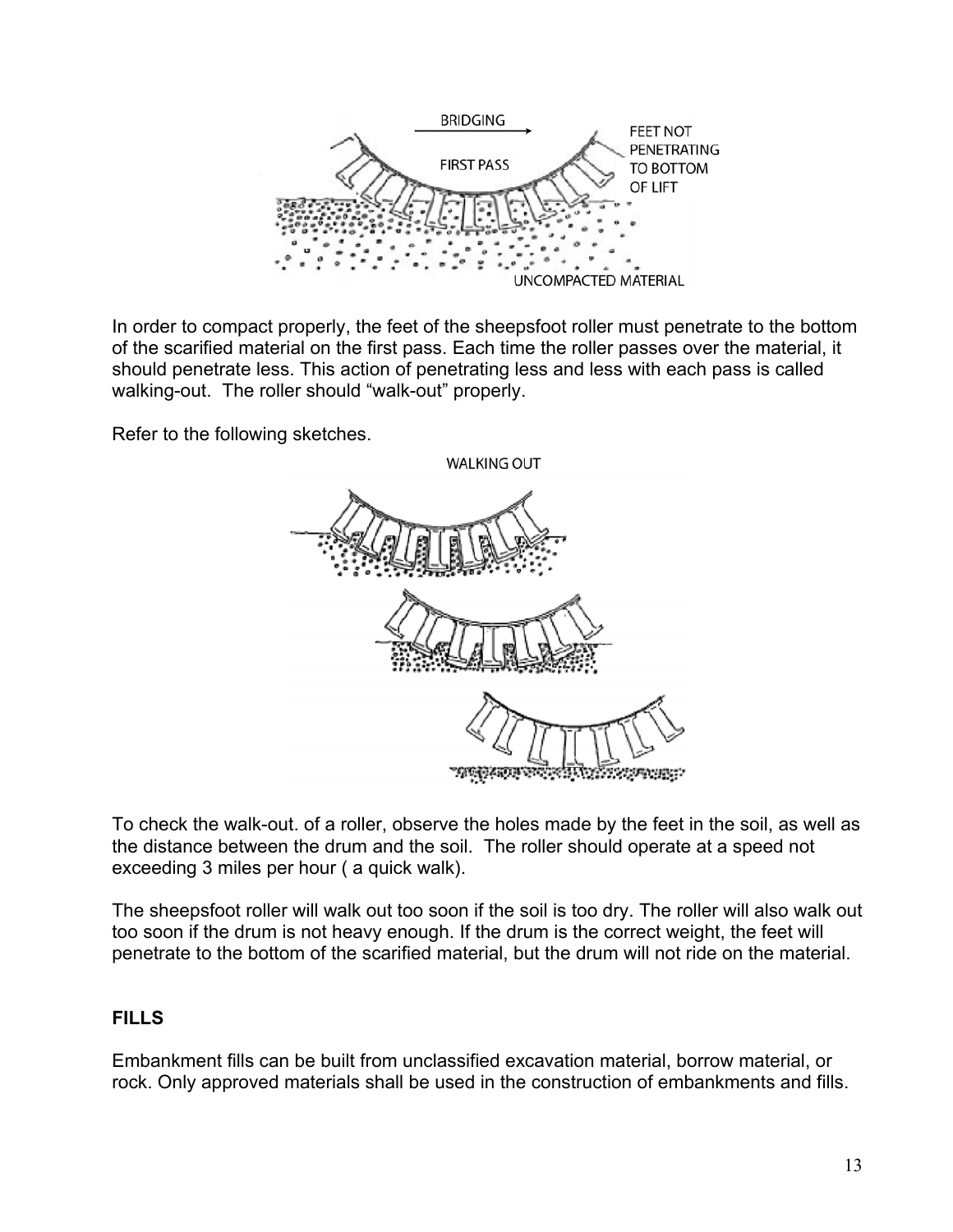In order to compact properly, the feet of the sheepsfoot roller must penetrate to the bottom of the scarified material on the first pass. Each time the roller passes over the material, it should penetrate less. This action of penetrating less and less with each pass is called walking-out. The roller should "walk-out" properly.

Refer to the following sketches.

To check the walk-out. of a roller, observe the holes made by the feet in the soil, as well as the distance between the drum and the soil. The roller should operate at a speed not exceeding 3 miles per hour ( a quick walk).

The sheepsfoot roller will walk out too soon if the soil is too dry. The roller will also walk out too soon if the drum is not heavy enough. If the drum is the correct weight, the feet will penetrate to the bottom of the scarified material, but the drum will not ride on the material.

## FILLS

Embankment fills can be built from unclassified excavation material, borrow material, or rock. Only approved materials shall be used in the construction of embankments and fills.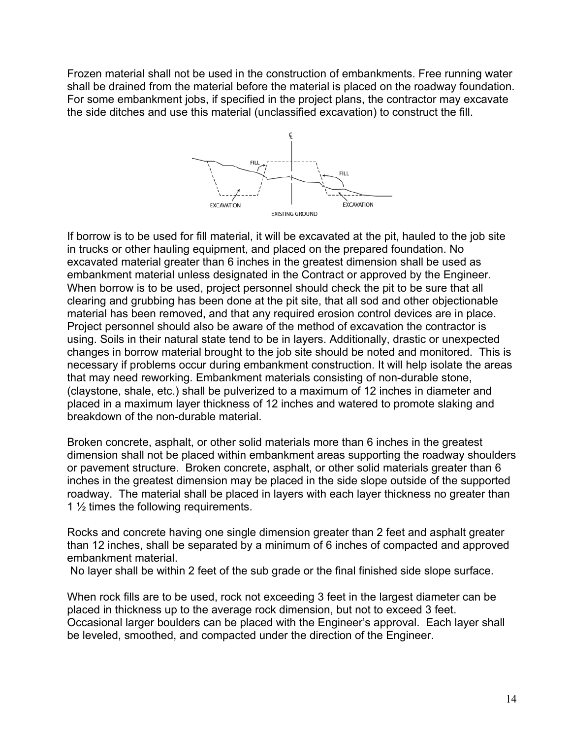Frozen material shall not be used in the construction of embankments. Free running water shall be drained from the material before the material is placed on the roadway foundation. For some embankment jobs, if specified in the project plans, the contractor may excavate the side ditches and use this material (unclassified excavation) to construct the fill.

If borrow is to be used for fill material, it will be excavated at the pit, hauled to the job site in trucks or other hauling equipment, and placed on the prepared foundation. No excavated material greater than 6 inches in the greatest dimension shall be used as embankment material unless designated in the Contract or approved by the Engineer. When borrow is to be used, project personnel should check the pit to be sure that all clearing and grubbing has been done at the pit site, that all sod and other objectionable material has been removed, and that any required erosion control devices are in place. Project personnel should also be aware of the method of excavation the contractor is using. Soils in their natural state tend to be in layers. Additionally, drastic or unexpected changes in borrow material brought to the job site should be noted and monitored. This is necessary if problems occur during embankment construction. It will help isolate the areas that may need reworking. Embankment materials consisting of non-durable stone, (claystone, shale, etc.) shall be pulverized to a maximum of 12 inches in diameter and placed in a maximum layer thickness of 12 inches and watered to promote slaking and breakdown of the non-durable material.

Broken concrete, asphalt, or other solid materials more than 6 inches in the greatest dimension shall not be placed within embankment areas supporting the roadway shoulders or pavement structure. Broken concrete, asphalt, or other solid materials greater than 6 inches in the greatest dimension may be placed in the side slope outside of the supported roadway. The material shall be placed in layers with each layer thickness no greater than 1 ½ times the following requirements.

Rocks and concrete having one single dimension greater than 2 feet and asphalt greater than 12 inches, shall be separated by a minimum of 6 inches of compacted and approved embankment material.
No layer shall be within 2 feet of the sub grade or the final finished side slope surface.

When rock fills are to be used, rock not exceeding 3 feet in the largest diameter can be placed in thickness up to the average rock dimension, but not to exceed 3 feet. Occasional larger boulders can be placed with the Engineer's approval. Each layer shall be leveled, smoothed, and compacted under the direction of the Engineer.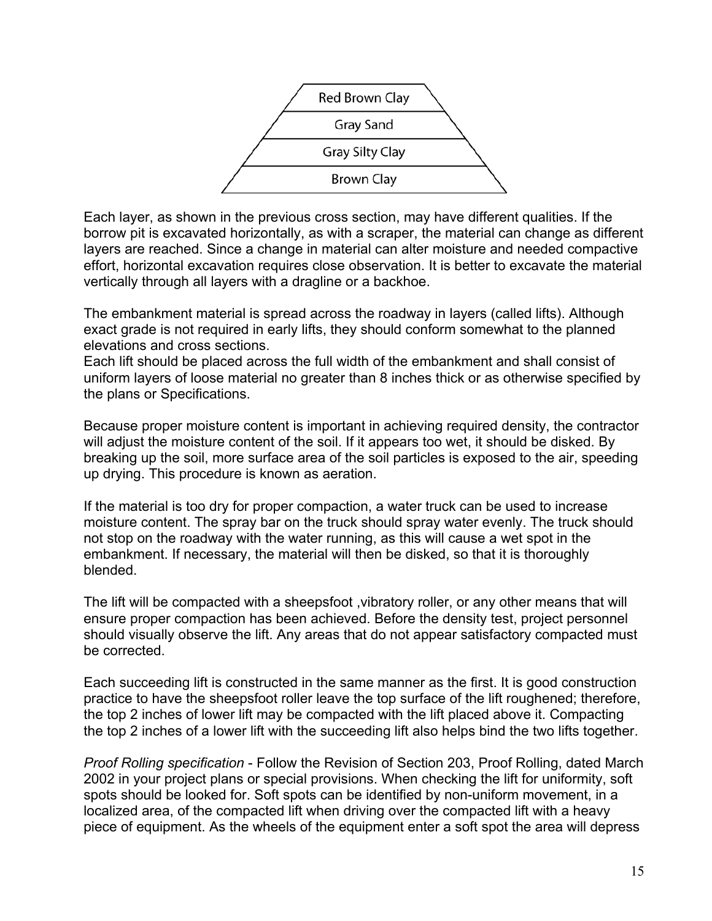Red Brown Clay

Gray Sand

Gray Silty Clay

Brown Clay

Each layer, as shown in the previous cross section, may have different qualities. If the borrow pit is excavated horizontally, as with a scraper, the material can change as different layers are reached. Since a change in material can alter moisture and needed compactive effort, horizontal excavation requires close observation. It is better to excavate the material vertically through all layers with a dragline or a backhoe.

The embankment material is spread across the roadway in layers (called lifts). Although exact grade is not required in early lifts, they should conform somewhat to the planned elevations and cross sections.
Each lift should be placed across the full width of the embankment and shall consist of uniform layers of loose material no greater than 8 inches thick or as otherwise specified by the plans or Specifications.

Because proper moisture content is important in achieving required density, the contractor will adjust the moisture content of the soil. If it appears too wet, it should be disked. By breaking up the soil, more surface area of the soil particles is exposed to the air, speeding up drying. This procedure is known as aeration.

If the material is too dry for proper compaction, a water truck can be used to increase moisture content. The spray bar on the truck should spray water evenly. The truck should not stop on the roadway with the water running, as this will cause a wet spot in the embankment. If necessary, the material will then be disked, so that it is thoroughly blended.

The lift will be compacted with a sheepsfoot ,vibratory roller, or any other means that will ensure proper compaction has been achieved. Before the density test, project personnel should visually observe the lift. Any areas that do not appear satisfactory compacted must be corrected.

Each succeeding lift is constructed in the same manner as the first. It is good construction practice to have the sheepsfoot roller leave the top surface of the lift roughened; therefore, the top 2 inches of lower lift may be compacted with the lift placed above it. Compacting the top 2 inches of a lower lift with the succeeding lift also helps bind the two lifts together.

*Proof Rolling specification* - Follow the Revision of Section 203, Proof Rolling, dated March 2002 in your project plans or special provisions. When checking the lift for uniformity, soft spots should be looked for. Soft spots can be identified by non-uniform movement, in a localized area, of the compacted lift when driving over the compacted lift with a heavy piece of equipment. As the wheels of the equipment enter a soft spot the area will depress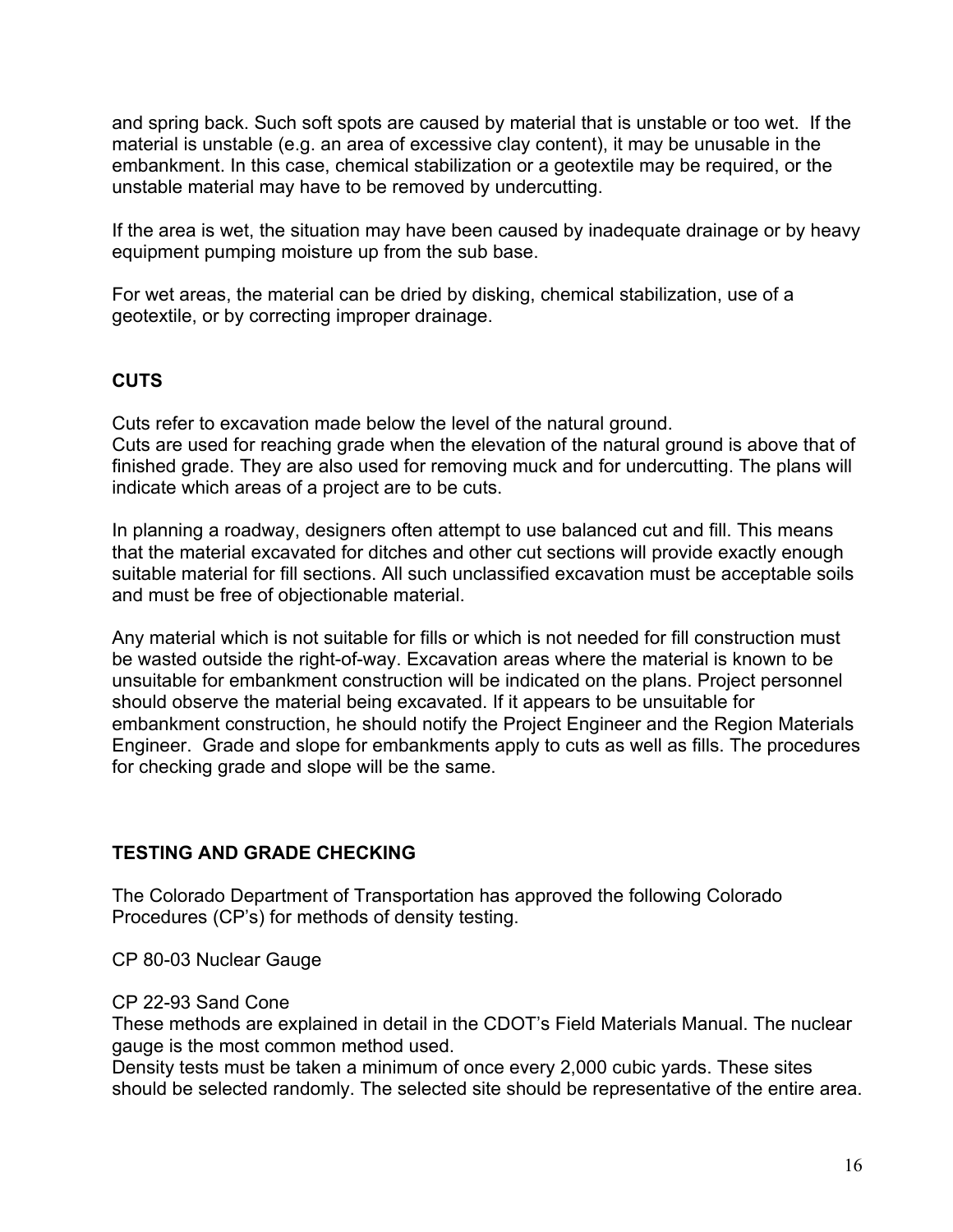and spring back. Such soft spots are caused by material that is unstable or too wet. If the material is unstable (e.g. an area of excessive clay content), it may be unusable in the embankment. In this case, chemical stabilization or a geotextile may be required, or the unstable material may have to be removed by undercutting.

If the area is wet, the situation may have been caused by inadequate drainage or by heavy equipment pumping moisture up from the sub base.

For wet areas, the material can be dried by disking, chemical stabilization, use of a geotextile, or by correcting improper drainage.

## CUTS

Cuts refer to excavation made below the level of the natural ground.
Cuts are used for reaching grade when the elevation of the natural ground is above that of finished grade. They are also used for removing muck and for undercutting. The plans will indicate which areas of a project are to be cuts.

In planning a roadway, designers often attempt to use balanced cut and fill. This means that the material excavated for ditches and other cut sections will provide exactly enough suitable material for fill sections. All such unclassified excavation must be acceptable soils and must be free of objectionable material.

Any material which is not suitable for fills or which is not needed for fill construction must be wasted outside the right-of-way. Excavation areas where the material is known to be unsuitable for embankment construction will be indicated on the plans. Project personnel should observe the material being excavated. If it appears to be unsuitable for embankment construction, he should notify the Project Engineer and the Region Materials Engineer. Grade and slope for embankments apply to cuts as well as fills. The procedures for checking grade and slope will be the same.

## TESTING AND GRADE CHECKING

The Colorado Department of Transportation has approved the following Colorado Procedures (CP's) for methods of density testing.

CP 80-03 Nuclear Gauge

CP 22-93 Sand Cone
These methods are explained in detail in the CDOT's Field Materials Manual. The nuclear gauge is the most common method used.
Density tests must be taken a minimum of once every 2,000 cubic yards. These sites should be selected randomly. The selected site should be representative of the entire area.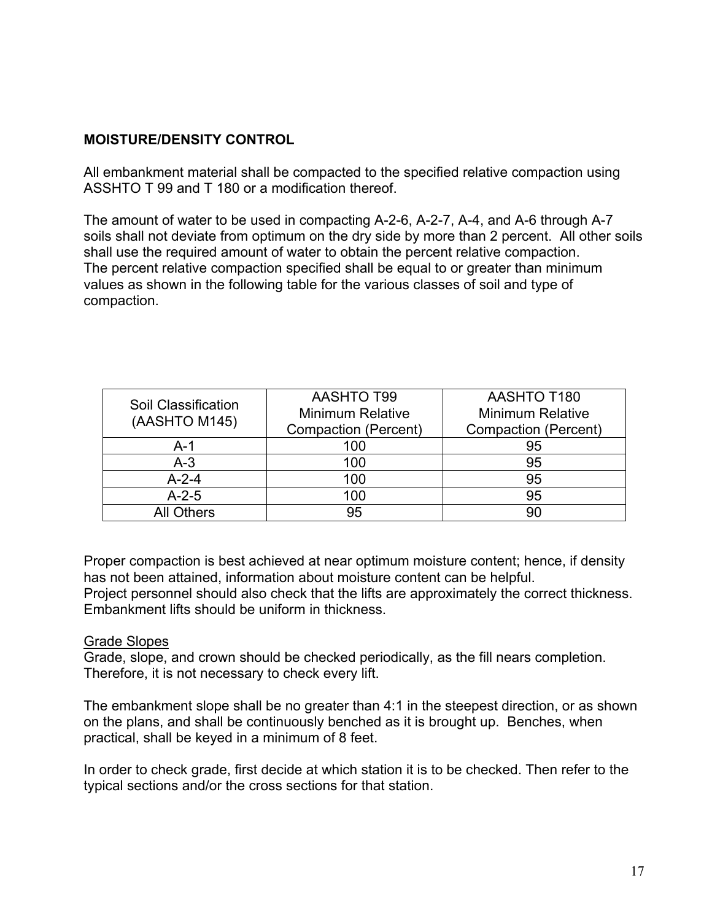**MOISTURE/DENSITY CONTROL**

All embankment material shall be compacted to the specified relative compaction using ASSHTO T 99 and T 180 or a modification thereof.

The amount of water to be used in compacting A-2-6, A-2-7, A-4, and A-6 through A-7 soils shall not deviate from optimum on the dry side by more than 2 percent. All other soils shall use the required amount of water to obtain the percent relative compaction. The percent relative compaction specified shall be equal to or greater than minimum values as shown in the following table for the various classes of soil and type of compaction.

| Soil Classification (AASHTO M145) | AASHTO T99 Minimum Relative Compaction (Percent) | AASHTO T180 Minimum Relative Compaction (Percent) |
|---|---|---|
| A-1 | 100 | 95 |
| A-3 | 100 | 95 |
| A-2-4 | 100 | 95 |
| A-2-5 | 100 | 95 |
| All Others | 95 | 90 |

Proper compaction is best achieved at near optimum moisture content; hence, if density has not been attained, information about moisture content can be helpful. Project personnel should also check that the lifts are approximately the correct thickness. Embankment lifts should be uniform in thickness.

<u>Grade Slopes</u>
Grade, slope, and crown should be checked periodically, as the fill nears completion. Therefore, it is not necessary to check every lift.

The embankment slope shall be no greater than 4:1 in the steepest direction, or as shown on the plans, and shall be continuously benched as it is brought up. Benches, when practical, shall be keyed in a minimum of 8 feet.

In order to check grade, first decide at which station it is to be checked. Then refer to the typical sections and/or the cross sections for that station.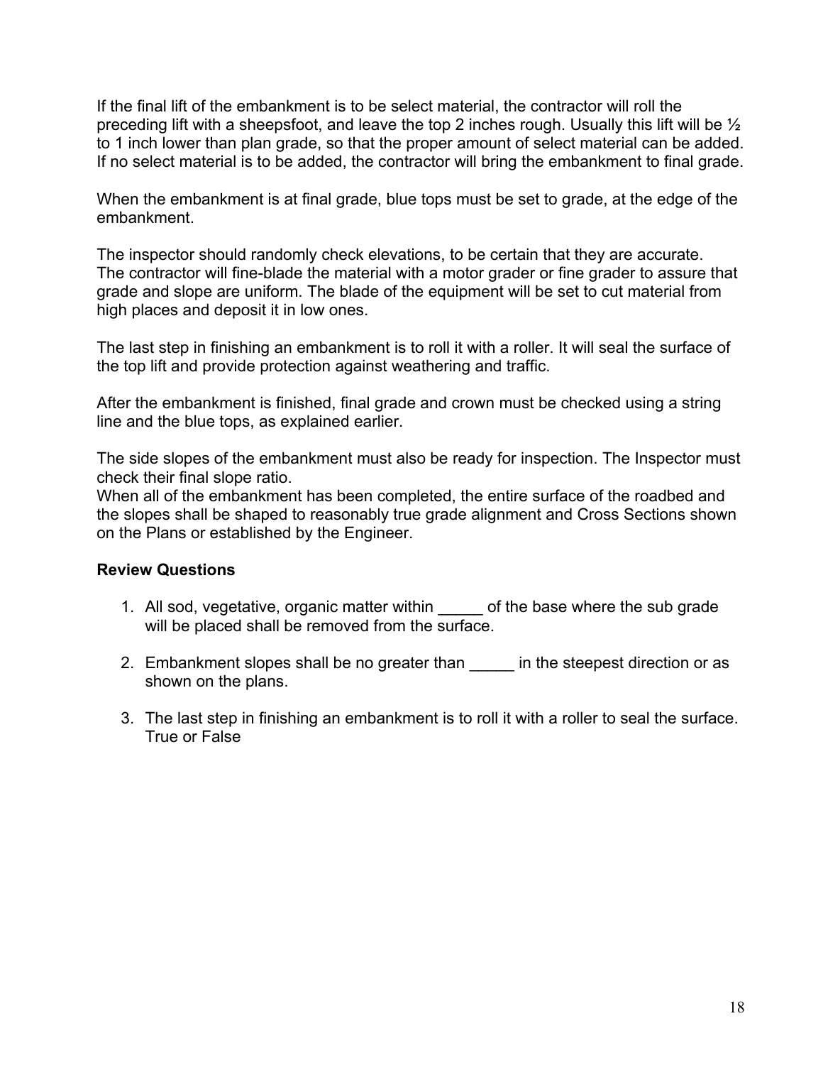If the final lift of the embankment is to be select material, the contractor will roll the preceding lift with a sheepsfoot, and leave the top 2 inches rough. Usually this lift will be ½ to 1 inch lower than plan grade, so that the proper amount of select material can be added. If no select material is to be added, the contractor will bring the embankment to final grade.

When the embankment is at final grade, blue tops must be set to grade, at the edge of the embankment.

The inspector should randomly check elevations, to be certain that they are accurate. The contractor will fine-blade the material with a motor grader or fine grader to assure that grade and slope are uniform. The blade of the equipment will be set to cut material from high places and deposit it in low ones.

The last step in finishing an embankment is to roll it with a roller. It will seal the surface of the top lift and provide protection against weathering and traffic.

After the embankment is finished, final grade and crown must be checked using a string line and the blue tops, as explained earlier.

The side slopes of the embankment must also be ready for inspection. The Inspector must check their final slope ratio.
When all of the embankment has been completed, the entire surface of the roadbed and the slopes shall be shaped to reasonably true grade alignment and Cross Sections shown on the Plans or established by the Engineer.

**Review Questions**

1. All sod, vegetative, organic matter within _____ of the base where the sub grade will be placed shall be removed from the surface.

2. Embankment slopes shall be no greater than _____ in the steepest direction or as shown on the plans.

3. The last step in finishing an embankment is to roll it with a roller to seal the surface. True or False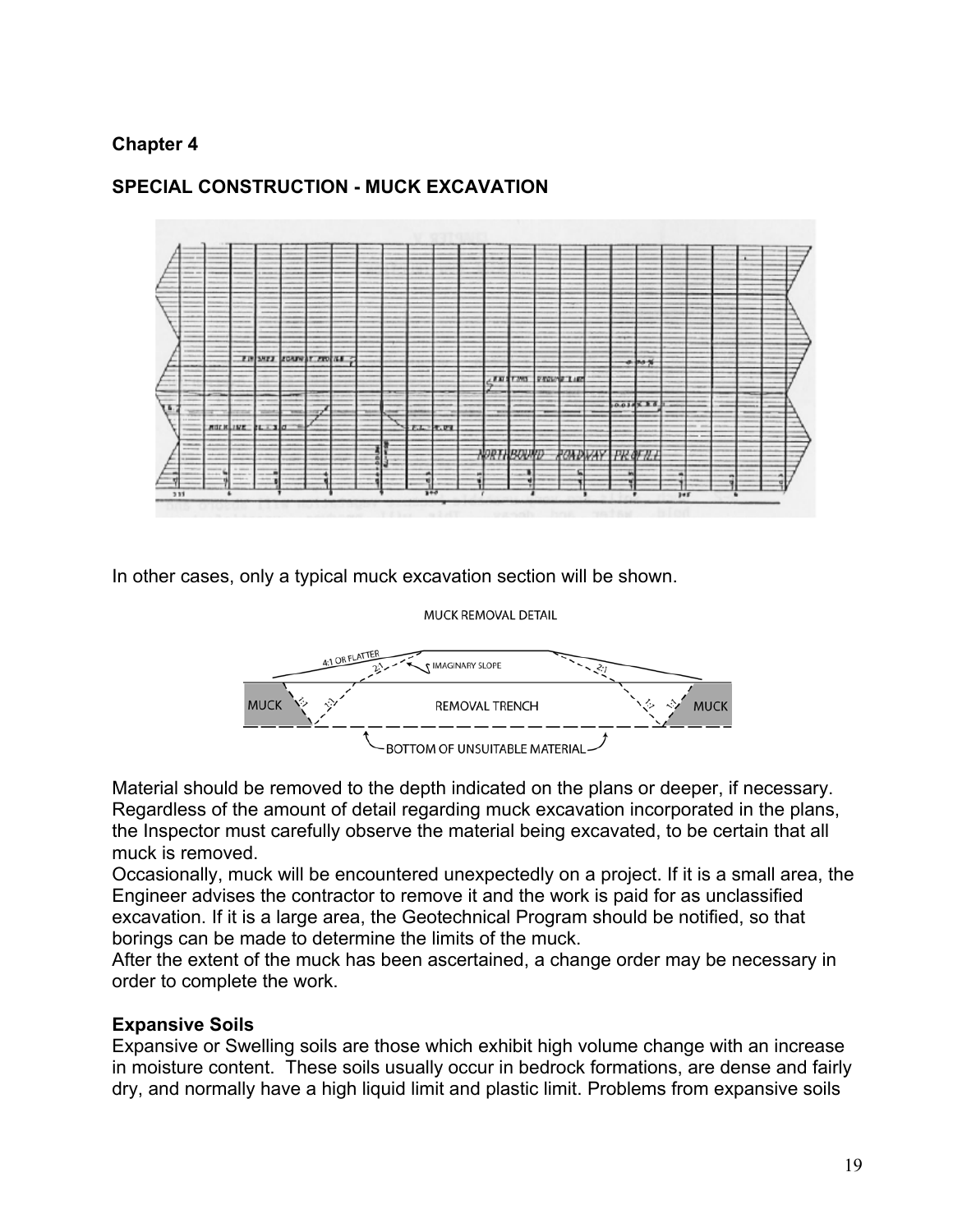Chapter 4

## SPECIAL CONSTRUCTION - MUCK EXCAVATION

In other cases, only a typical muck excavation section will be shown.

Material should be removed to the depth indicated on the plans or deeper, if necessary. Regardless of the amount of detail regarding muck excavation incorporated in the plans, the Inspector must carefully observe the material being excavated, to be certain that all muck is removed.

Occasionally, muck will be encountered unexpectedly on a project. If it is a small area, the Engineer advises the contractor to remove it and the work is paid for as unclassified excavation. If it is a large area, the Geotechnical Program should be notified, so that borings can be made to determine the limits of the muck.

After the extent of the muck has been ascertained, a change order may be necessary in order to complete the work.

### Expansive Soils

Expansive or Swelling soils are those which exhibit high volume change with an increase in moisture content. These soils usually occur in bedrock formations, are dense and fairly dry, and normally have a high liquid limit and plastic limit. Problems from expansive soils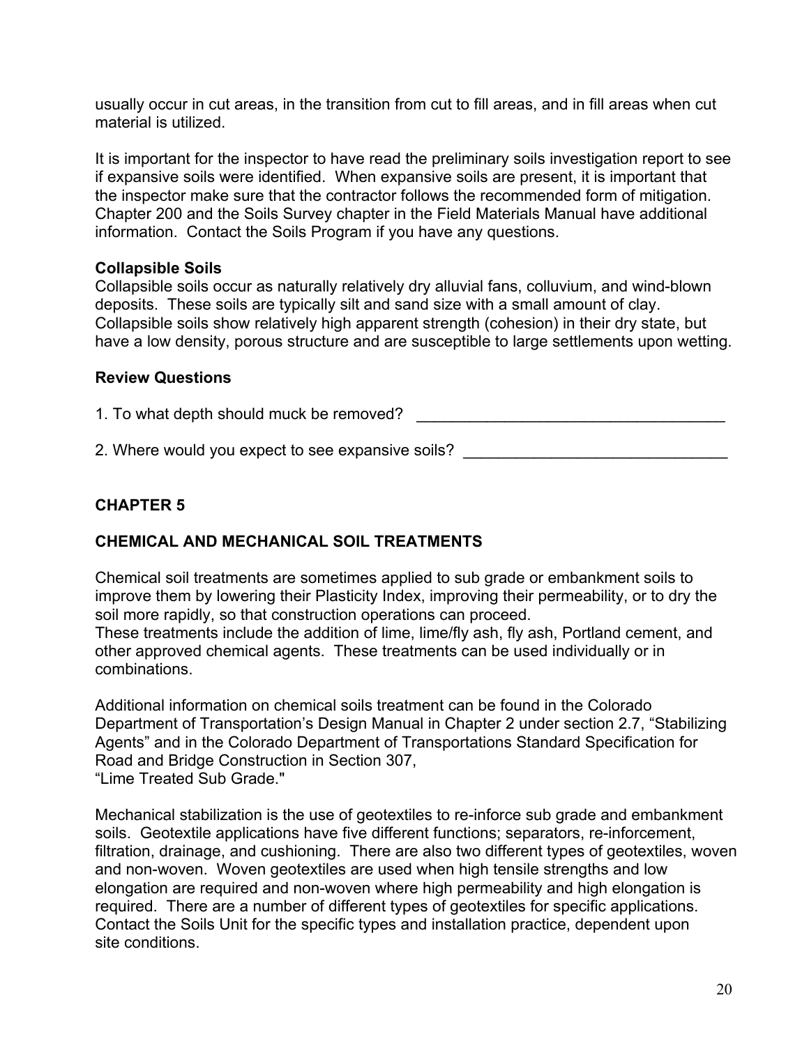usually occur in cut areas, in the transition from cut to fill areas, and in fill areas when cut material is utilized.

It is important for the inspector to have read the preliminary soils investigation report to see if expansive soils were identified. When expansive soils are present, it is important that the inspector make sure that the contractor follows the recommended form of mitigation. Chapter 200 and the Soils Survey chapter in the Field Materials Manual have additional information. Contact the Soils Program if you have any questions.

**Collapsible Soils**

Collapsible soils occur as naturally relatively dry alluvial fans, colluvium, and wind-blown deposits. These soils are typically silt and sand size with a small amount of clay. Collapsible soils show relatively high apparent strength (cohesion) in their dry state, but have a low density, porous structure and are susceptible to large settlements upon wetting.

**Review Questions**

1. To what depth should muck be removed? ____________________________________

2. Where would you expect to see expansive soils? ______________________________

## CHAPTER 5

## CHEMICAL AND MECHANICAL SOIL TREATMENTS

Chemical soil treatments are sometimes applied to sub grade or embankment soils to improve them by lowering their Plasticity Index, improving their permeability, or to dry the soil more rapidly, so that construction operations can proceed.
These treatments include the addition of lime, lime/fly ash, fly ash, Portland cement, and other approved chemical agents. These treatments can be used individually or in combinations.

Additional information on chemical soils treatment can be found in the Colorado Department of Transportation's Design Manual in Chapter 2 under section 2.7, "Stabilizing Agents" and in the Colorado Department of Transportations Standard Specification for Road and Bridge Construction in Section 307,
"Lime Treated Sub Grade."

Mechanical stabilization is the use of geotextiles to re-inforce sub grade and embankment soils. Geotextile applications have five different functions; separators, re-inforcement, filtration, drainage, and cushioning. There are also two different types of geotextiles, woven and non-woven. Woven geotextiles are used when high tensile strengths and low elongation are required and non-woven where high permeability and high elongation is required. There are a number of different types of geotextiles for specific applications. Contact the Soils Unit for the specific types and installation practice, dependent upon site conditions.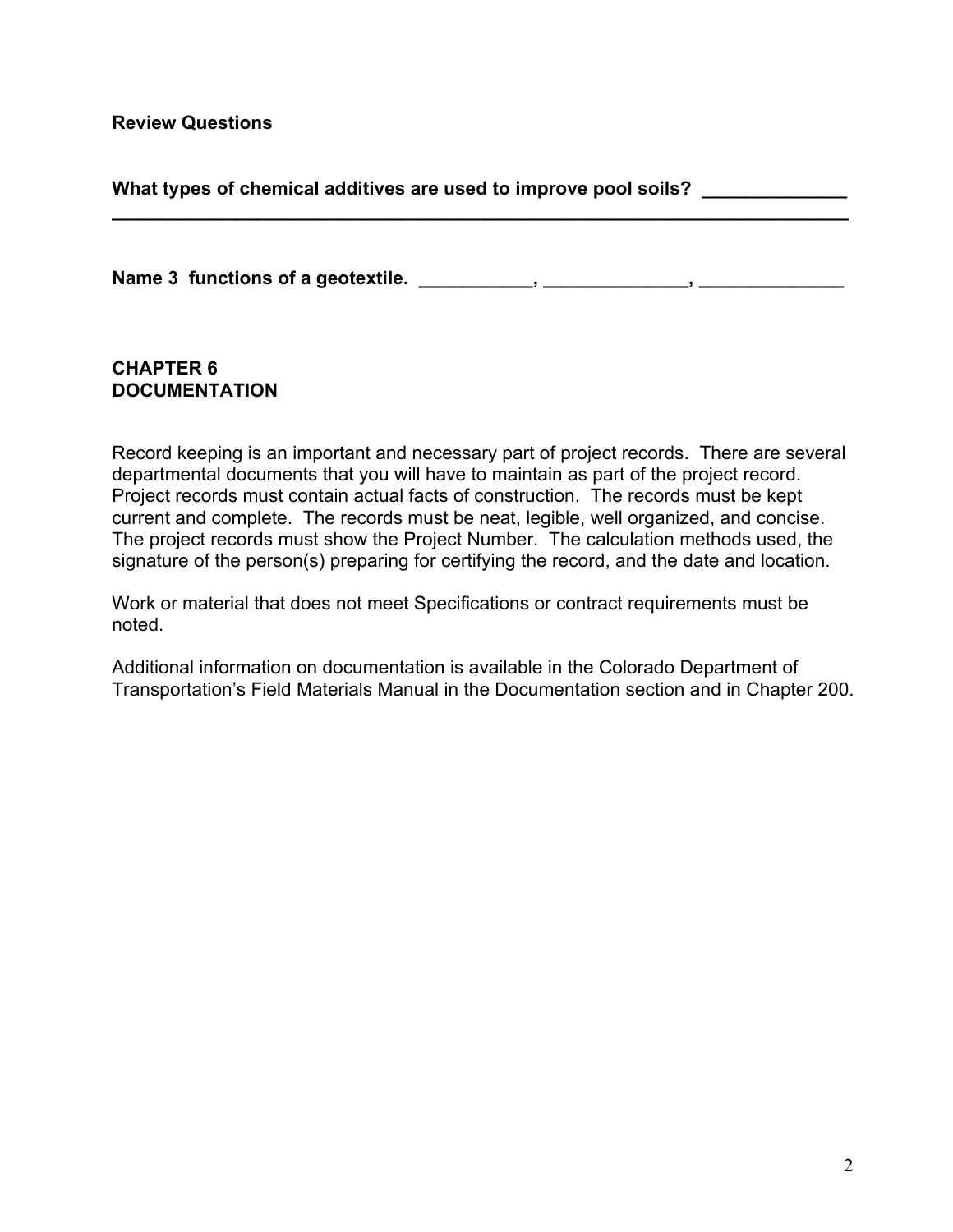**Review Questions**

**What types of chemical additives are used to improve pool soils? ______________**
**___________________________________________________________________________**

**Name 3 functions of a geotextile. ___________, ______________, ______________**

## CHAPTER 6
## DOCUMENTATION

Record keeping is an important and necessary part of project records. There are several departmental documents that you will have to maintain as part of the project record. Project records must contain actual facts of construction. The records must be kept current and complete. The records must be neat, legible, well organized, and concise. The project records must show the Project Number. The calculation methods used, the signature of the person(s) preparing for certifying the record, and the date and location.

Work or material that does not meet Specifications or contract requirements must be noted.

Additional information on documentation is available in the Colorado Department of Transportation's Field Materials Manual in the Documentation section and in Chapter 200.